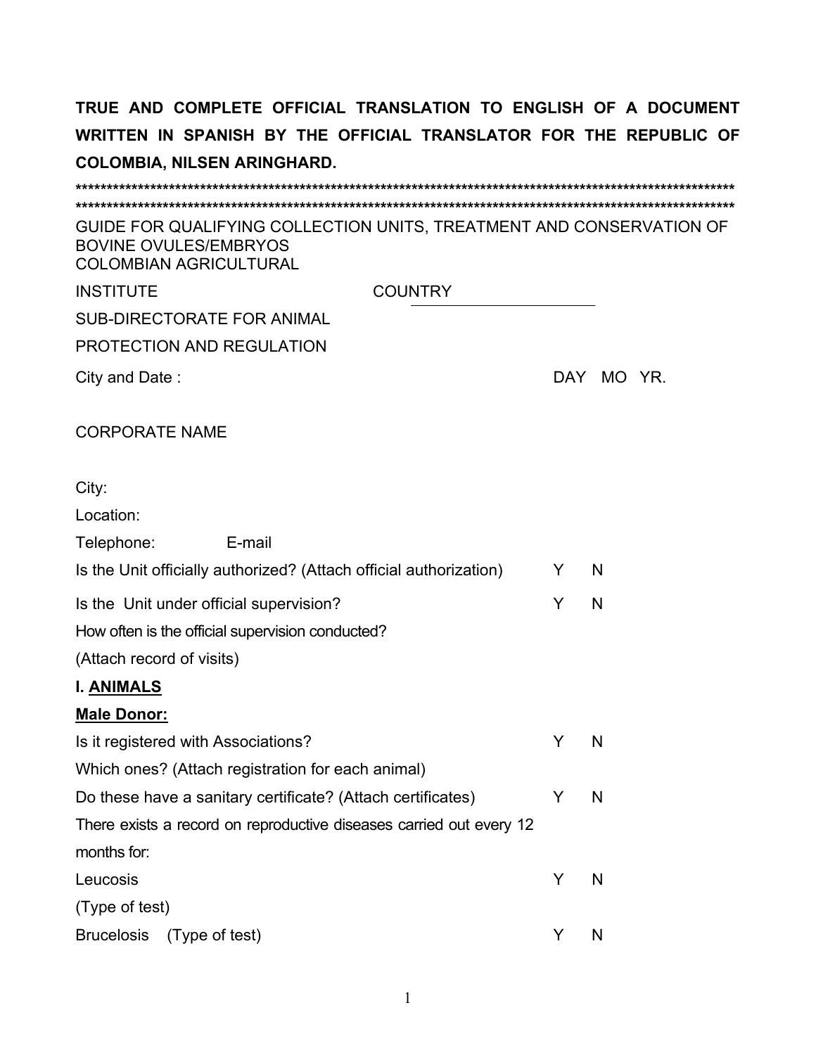**TRUE AND COMPLETE OFFICIAL TRANSLATION TO ENGLISH OF A DOCUMENT WRITTEN IN SPANISH BY THE OFFICIAL TRANSLATOR FOR THE REPUBLIC OF COLOMBIA, NILSEN ARINGHARD.**

****************************************************************************************************************
****************************************************************************************************************

GUIDE FOR QUALIFYING COLLECTION UNITS, TREATMENT AND CONSERVATION OF BOVINE OVULES/EMBRYOS

COLOMBIAN AGRICULTURAL INSTITUTE

COUNTRY ____________________

SUB-DIRECTORATE FOR ANIMAL PROTECTION AND REGULATION

City and Date : DAY MO YR.

CORPORATE NAME

City:

Location:

Telephone: E-mail

Is the Unit officially authorized? (Attach official authorization) Y N

Is the Unit under official supervision? Y N

How often is the official supervision conducted?

(Attach record of visits)

**I. <u>ANIMALS</u>**

**<u>Male Donor:</u>**

Is it registered with Associations? Y N

Which ones? (Attach registration for each animal)

Do these have a sanitary certificate? (Attach certificates) Y N

There exists a record on reproductive diseases carried out every 12 months for:

Leucosis Y N

(Type of test)

Brucelosis (Type of test) Y N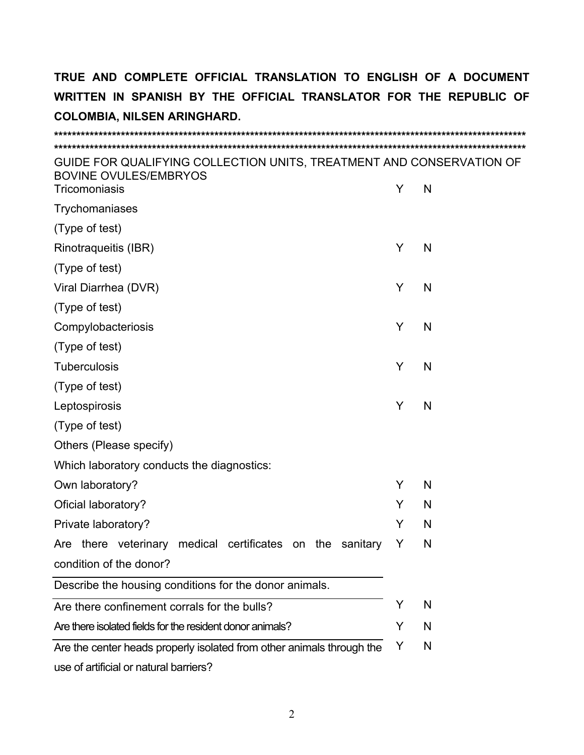**TRUE AND COMPLETE OFFICIAL TRANSLATION TO ENGLISH OF A DOCUMENT WRITTEN IN SPANISH BY THE OFFICIAL TRANSLATOR FOR THE REPUBLIC OF COLOMBIA, NILSEN ARINGHARD.**

**************************************************************************************************************
**************************************************************************************************************

GUIDE FOR QUALIFYING COLLECTION UNITS, TREATMENT AND CONSERVATION OF BOVINE OVULES/EMBRYOS

| | | |
|---|---|---|
| Tricomoniasis | Y | N |
| Trychomaniases | | |
| (Type of test) | | |
| Rinotraqueitis (IBR) | Y | N |
| (Type of test) | | |
| Viral Diarrhea (DVR) | Y | N |
| (Type of test) | | |
| Compylobacteriosis | Y | N |
| (Type of test) | | |
| Tuberculosis | Y | N |
| (Type of test) | | |
| Leptospirosis | Y | N |
| (Type of test) | | |
| Others (Please specify) | | |
| Which laboratory conducts the diagnostics: | | |
| Own laboratory? | Y | N |
| Oficial laboratory? | Y | N |
| Private laboratory? | Y | N |
| Are there veterinary medical certificates on the sanitary condition of the donor? | Y | N |
| Describe the housing conditions for the donor animals. | | |
| Are there confinement corrals for the bulls? | Y | N |
| Are there isolated fields for the resident donor animals? | Y | N |
| Are the center heads properly isolated from other animals through the use of artificial or natural barriers? | Y | N |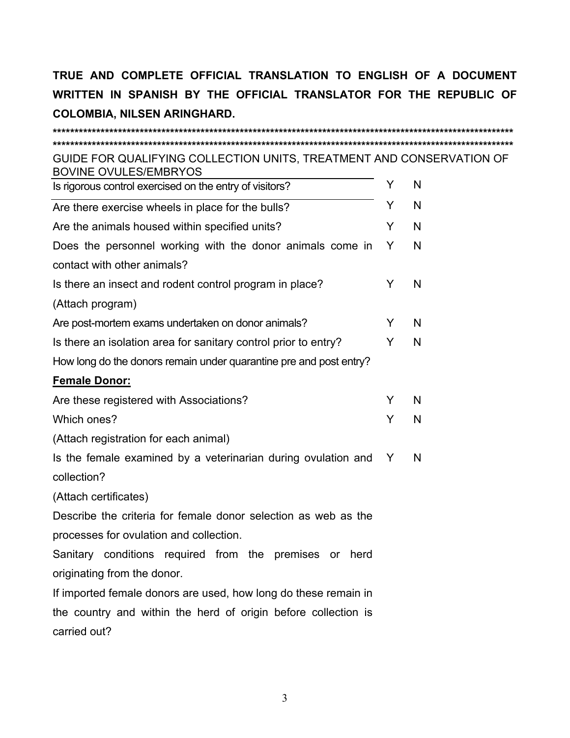**TRUE AND COMPLETE OFFICIAL TRANSLATION TO ENGLISH OF A DOCUMENT WRITTEN IN SPANISH BY THE OFFICIAL TRANSLATOR FOR THE REPUBLIC OF COLOMBIA, NILSEN ARINGHARD.**

****************************************************************************************************************
****************************************************************************************************************

GUIDE FOR QUALIFYING COLLECTION UNITS, TREATMENT AND CONSERVATION OF BOVINE OVULES/EMBRYOS

| | | |
|---|---|---|
| Is rigorous control exercised on the entry of visitors? | Y | N |
| Are there exercise wheels in place for the bulls? | Y | N |
| Are the animals housed within specified units? | Y | N |
| Does the personnel working with the donor animals come in contact with other animals? | Y | N |
| Is there an insect and rodent control program in place? (Attach program) | Y | N |
| Are post-mortem exams undertaken on donor animals? | Y | N |
| Is there an isolation area for sanitary control prior to entry? | Y | N |
| How long do the donors remain under quarantine pre and post entry? | | |
| **Female Donor:** | | |
| Are these registered with Associations? | Y | N |
| Which ones? (Attach registration for each animal) | Y | N |
| Is the female examined by a veterinarian during ovulation and collection? (Attach certificates) | Y | N |
| Describe the criteria for female donor selection as web as the processes for ovulation and collection. | | |
| Sanitary conditions required from the premises or herd originating from the donor. | | |
| If imported female donors are used, how long do these remain in the country and within the herd of origin before collection is carried out? | | |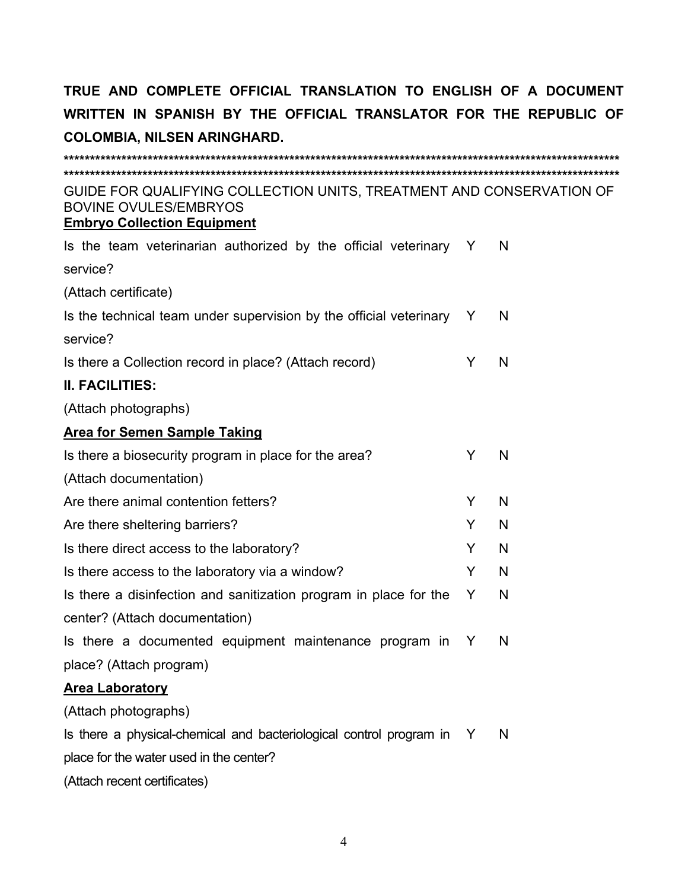**TRUE AND COMPLETE OFFICIAL TRANSLATION TO ENGLISH OF A DOCUMENT WRITTEN IN SPANISH BY THE OFFICIAL TRANSLATOR FOR THE REPUBLIC OF COLOMBIA, NILSEN ARINGHARD.**

**************************************************************************************************************
**************************************************************************************************************

GUIDE FOR QUALIFYING COLLECTION UNITS, TREATMENT AND CONSERVATION OF BOVINE OVULES/EMBRYOS

**Embryo Collection Equipment**

| | | |
|---|---|---|
| Is the team veterinarian authorized by the official veterinary service? | Y | N |
| (Attach certificate) | | |
| Is the technical team under supervision by the official veterinary service? | Y | N |
| Is there a Collection record in place? (Attach record) | Y | N |

**II. FACILITIES:**

(Attach photographs)

**Area for Semen Sample Taking**

| | | |
|---|---|---|
| Is there a biosecurity program in place for the area? | Y | N |
| (Attach documentation) | | |
| Are there animal contention fetters? | Y | N |
| Are there sheltering barriers? | Y | N |
| Is there direct access to the laboratory? | Y | N |
| Is there access to the laboratory via a window? | Y | N |
| Is there a disinfection and sanitization program in place for the center? (Attach documentation) | Y | N |
| Is there a documented equipment maintenance program in place? (Attach program) | Y | N |

**Area Laboratory**

(Attach photographs)

| | | |
|---|---|---|
| Is there a physical-chemical and bacteriological control program in place for the water used in the center? | Y | N |
| (Attach recent certificates) | | |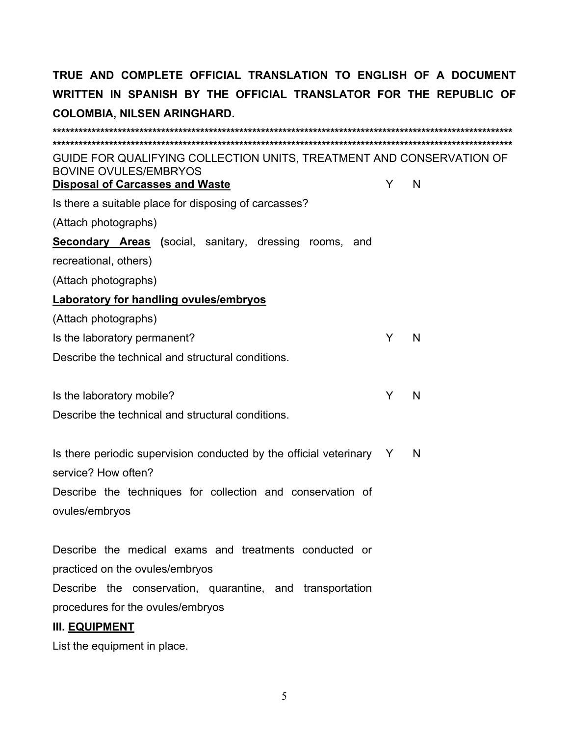**TRUE AND COMPLETE OFFICIAL TRANSLATION TO ENGLISH OF A DOCUMENT WRITTEN IN SPANISH BY THE OFFICIAL TRANSLATOR FOR THE REPUBLIC OF COLOMBIA, NILSEN ARINGHARD.**

****************************************************************************************************************
****************************************************************************************************************

GUIDE FOR QUALIFYING COLLECTION UNITS, TREATMENT AND CONSERVATION OF BOVINE OVULES/EMBRYOS

| | | |
|---|---|---|
| **<u>Disposal of Carcasses and Waste</u>** | Y | N |
| Is there a suitable place for disposing of carcasses? | | |
| (Attach photographs) | | |
| **<u>Secondary Areas</u> (**social, sanitary, dressing rooms, and recreational, others) | | |
| (Attach photographs) | | |
| **<u>Laboratory for handling ovules/embryos</u>** | | |
| (Attach photographs) | | |
| Is the laboratory permanent? | Y | N |
| Describe the technical and structural conditions. | | |
| Is the laboratory mobile? | Y | N |
| Describe the technical and structural conditions. | | |
| Is there periodic supervision conducted by the official veterinary service? How often? | Y | N |
| Describe the techniques for collection and conservation of ovules/embryos | | |
| Describe the medical exams and treatments conducted or practiced on the ovules/embryos | | |
| Describe the conservation, quarantine, and transportation procedures for the ovules/embryos | | |

**III. <u>EQUIPMENT</u>**

List the equipment in place.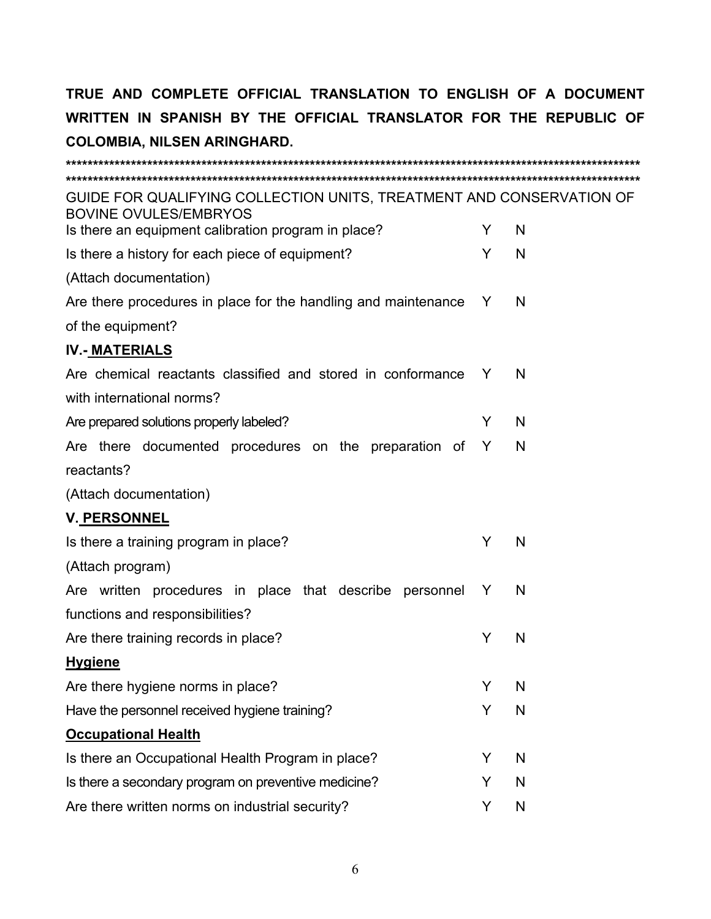**TRUE AND COMPLETE OFFICIAL TRANSLATION TO ENGLISH OF A DOCUMENT WRITTEN IN SPANISH BY THE OFFICIAL TRANSLATOR FOR THE REPUBLIC OF COLOMBIA, NILSEN ARINGHARD.**

**************************************************************************************************************
**************************************************************************************************************

GUIDE FOR QUALIFYING COLLECTION UNITS, TREATMENT AND CONSERVATION OF BOVINE OVULES/EMBRYOS

| | | |
|---|---|---|
| Is there an equipment calibration program in place? | Y | N |
| Is there a history for each piece of equipment? | Y | N |
| (Attach documentation) | | |
| Are there procedures in place for the handling and maintenance of the equipment? | Y | N |

**IV.- MATERIALS**

| | | |
|---|---|---|
| Are chemical reactants classified and stored in conformance with international norms? | Y | N |
| Are prepared solutions properly labeled? | Y | N |
| Are there documented procedures on the preparation of reactants? | Y | N |
| (Attach documentation) | | |

**V. PERSONNEL**

| | | |
|---|---|---|
| Is there a training program in place? | Y | N |
| (Attach program) | | |
| Are written procedures in place that describe personnel functions and responsibilities? | Y | N |
| Are there training records in place? | Y | N |

**Hygiene**

| | | |
|---|---|---|
| Are there hygiene norms in place? | Y | N |
| Have the personnel received hygiene training? | Y | N |

**Occupational Health**

| | | |
|---|---|---|
| Is there an Occupational Health Program in place? | Y | N |
| Is there a secondary program on preventive medicine? | Y | N |
| Are there written norms on industrial security? | Y | N |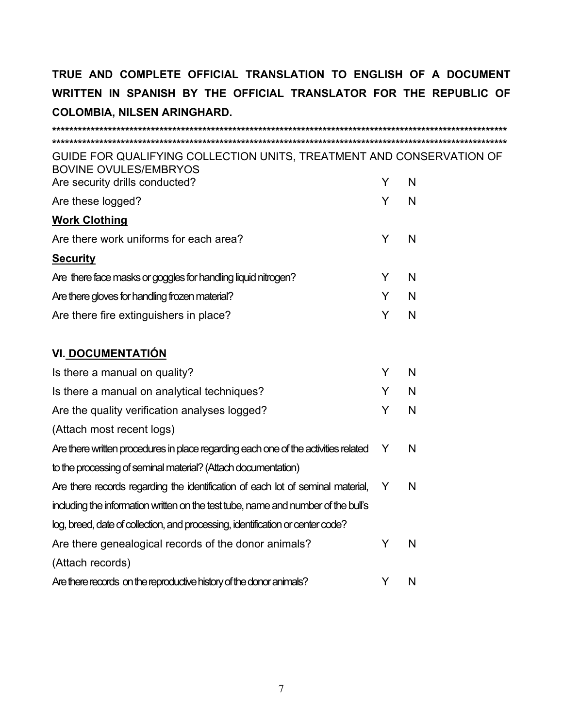**TRUE AND COMPLETE OFFICIAL TRANSLATION TO ENGLISH OF A DOCUMENT WRITTEN IN SPANISH BY THE OFFICIAL TRANSLATOR FOR THE REPUBLIC OF COLOMBIA, NILSEN ARINGHARD.**

**************************************************************************************************************
**************************************************************************************************************

GUIDE FOR QUALIFYING COLLECTION UNITS, TREATMENT AND CONSERVATION OF BOVINE OVULES/EMBRYOS

| | | |
|---|---|---|
| Are security drills conducted? | Y | N |
| Are these logged? | Y | N |

**Work Clothing**

| | | |
|---|---|---|
| Are there work uniforms for each area? | Y | N |

**Security**

| | | |
|---|---|---|
| Are there face masks or goggles for handling liquid nitrogen? | Y | N |
| Are there gloves for handling frozen material? | Y | N |
| Are there fire extinguishers in place? | Y | N |

## VI. DOCUMENTATIÓN

| | | |
|---|---|---|
| Is there a manual on quality? | Y | N |
| Is there a manual on analytical techniques? | Y | N |
| Are the quality verification analyses logged? (Attach most recent logs) | Y | N |
| Are there written procedures in place regarding each one of the activities related to the processing of seminal material? (Attach documentation) | Y | N |
| Are there records regarding the identification of each lot of seminal material, including the information written on the test tube, name and number of the bull's log, breed, date of collection, and processing, identification or center code? | Y | N |
| Are there genealogical records of the donor animals? (Attach records) | Y | N |
| Are there records on the reproductive history of the donor animals? | Y | N |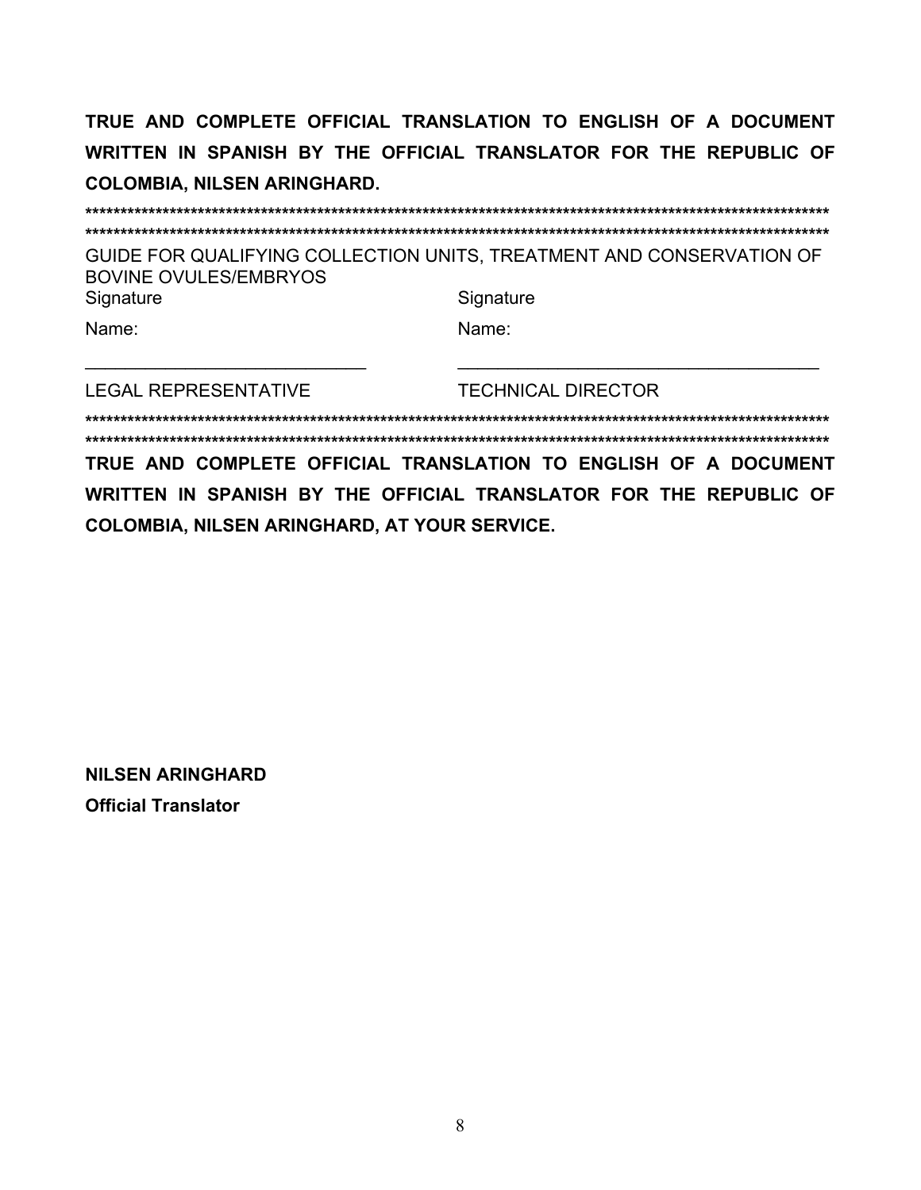**TRUE AND COMPLETE OFFICIAL TRANSLATION TO ENGLISH OF A DOCUMENT WRITTEN IN SPANISH BY THE OFFICIAL TRANSLATOR FOR THE REPUBLIC OF COLOMBIA, NILSEN ARINGHARD.**

************************************************************************************************************************************************************************************************************************************************************************************************************

GUIDE FOR QUALIFYING COLLECTION UNITS, TREATMENT AND CONSERVATION OF BOVINE OVULES/EMBRYOS

| | |
|---|---|
| Signature | Signature |
| Name: | Name: |
| _____________________________ | _____________________________________ |
| LEGAL REPRESENTATIVE | TECHNICAL DIRECTOR |

************************************************************************************************************************************************************************************************************************************************************************************************************

**TRUE AND COMPLETE OFFICIAL TRANSLATION TO ENGLISH OF A DOCUMENT WRITTEN IN SPANISH BY THE OFFICIAL TRANSLATOR FOR THE REPUBLIC OF COLOMBIA, NILSEN ARINGHARD, AT YOUR SERVICE.**

**NILSEN ARINGHARD**
**Official Translator**